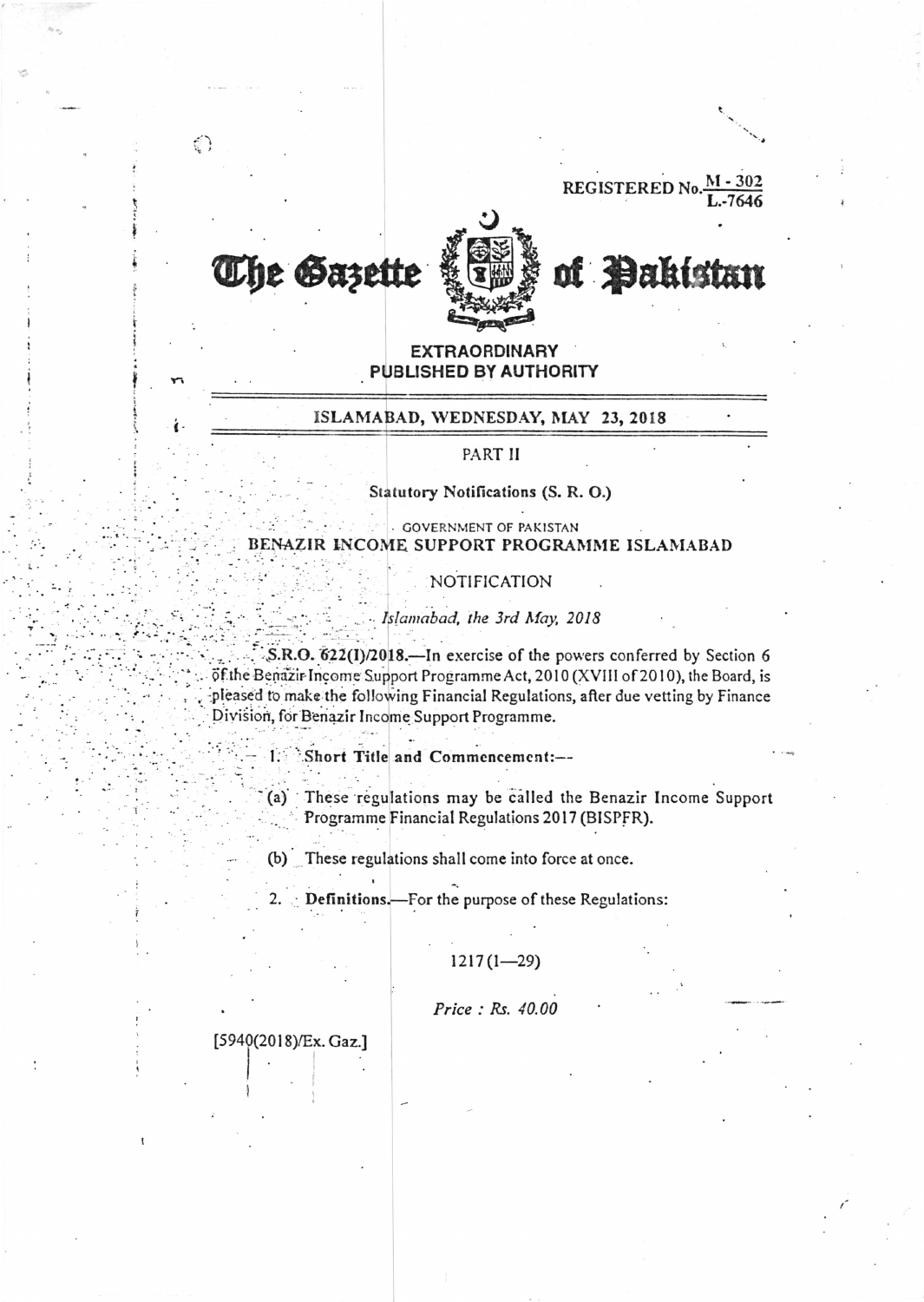REGISTERED No. M - 302 / L.-7646

# The Gazette of Pakistan

**EXTRAORDINARY**
**PUBLISHED BY AUTHORITY**

ISLAMABAD, WEDNESDAY, MAY 23, 2018

PART II

**Statutory Notifications (S. R. O.)**

GOVERNMENT OF PAKISTAN

**BENAZIR INCOME SUPPORT PROGRAMME ISLAMABAD**

NOTIFICATION

*Islamabad, the 3rd May, 2018*

**S.R.O. 622(I)/2018.**—In exercise of the powers conferred by Section 6 of the Benazir Income Support Programme Act, 2010 (XVIII of 2010), the Board, is pleased to make the following Financial Regulations, after due vetting by Finance Division, for Benazir Income Support Programme.

1. **Short Title and Commencement:**—

(a) These regulations may be called the Benazir Income Support Programme Financial Regulations 2017 (BISPFR).

(b) These regulations shall come into force at once.

2. **Definitions.**—For the purpose of these Regulations:

1217 (1—29)

*Price : Rs. 40.00*

[5940(2018)/Ex. Gaz.]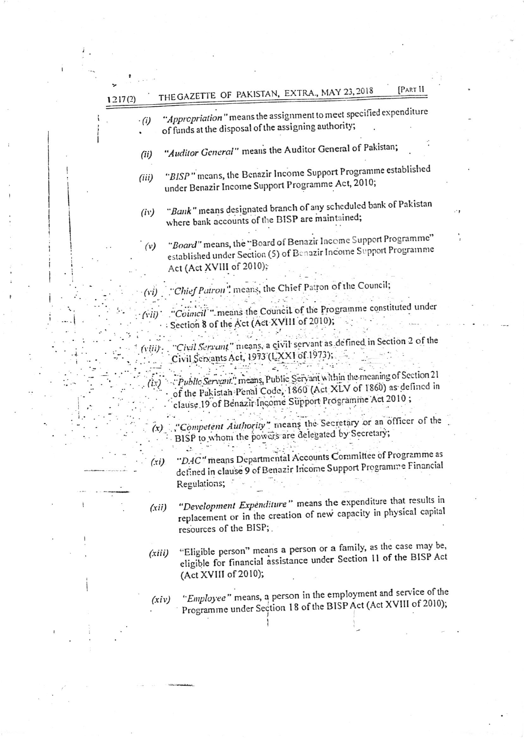(i) *"Appropriation"* means the assignment to meet specified expenditure of funds at the disposal of the assigning authority;

(ii) *"Auditor General"* means the Auditor General of Pakistan;

(iii) *"BISP"* means, the Benazir Income Support Programme established under Benazir Income Support Programme Act, 2010;

(iv) *"Bank"* means designated branch of any scheduled bank of Pakistan where bank accounts of the BISP are maintained;

(v) *"Board"* means, the "Board of Benazir Income Support Programme" established under Section (5) of Benazir Income Support Programme Act (Act XVIII of 2010);

(vi) *"Chief Patron"* means, the Chief Patron of the Council;

(vii) *"Council"* means the Council of the Programme constituted under Section 8 of the Act (Act XVIII of 2010);

(viii) *"Civil Servant"* means, a civil servant as defined in Section 2 of the Civil Servants Act, 1973 (LXXI of 1973);

(ix) *"Public Servant"* means, Public Servant within the meaning of Section 21 of the Pakistan Penal Code, 1860 (Act XLV of 1860) as defined in clause 19 of Benazir Income Support Programme Act 2010 ;

(x) *"Competent Authority"* means the Secretary or an officer of the BISP to whom the powers are delegated by Secretary;

(xi) *"DAC"* means Departmental Accounts Committee of Programme as defined in clause 9 of Benazir Income Support Programme Financial Regulations;

(xii) *"Development Expenditure"* means the expenditure that results in replacement or in the creation of new capacity in physical capital resources of the BISP;

(xiii) "Eligible person" means a person or a family, as the case may be, eligible for financial assistance under Section 11 of the BISP Act (Act XVIII of 2010);

(xiv) *"Employee"* means, a person in the employment and service of the Programme under Section 18 of the BISP Act (Act XVIII of 2010);